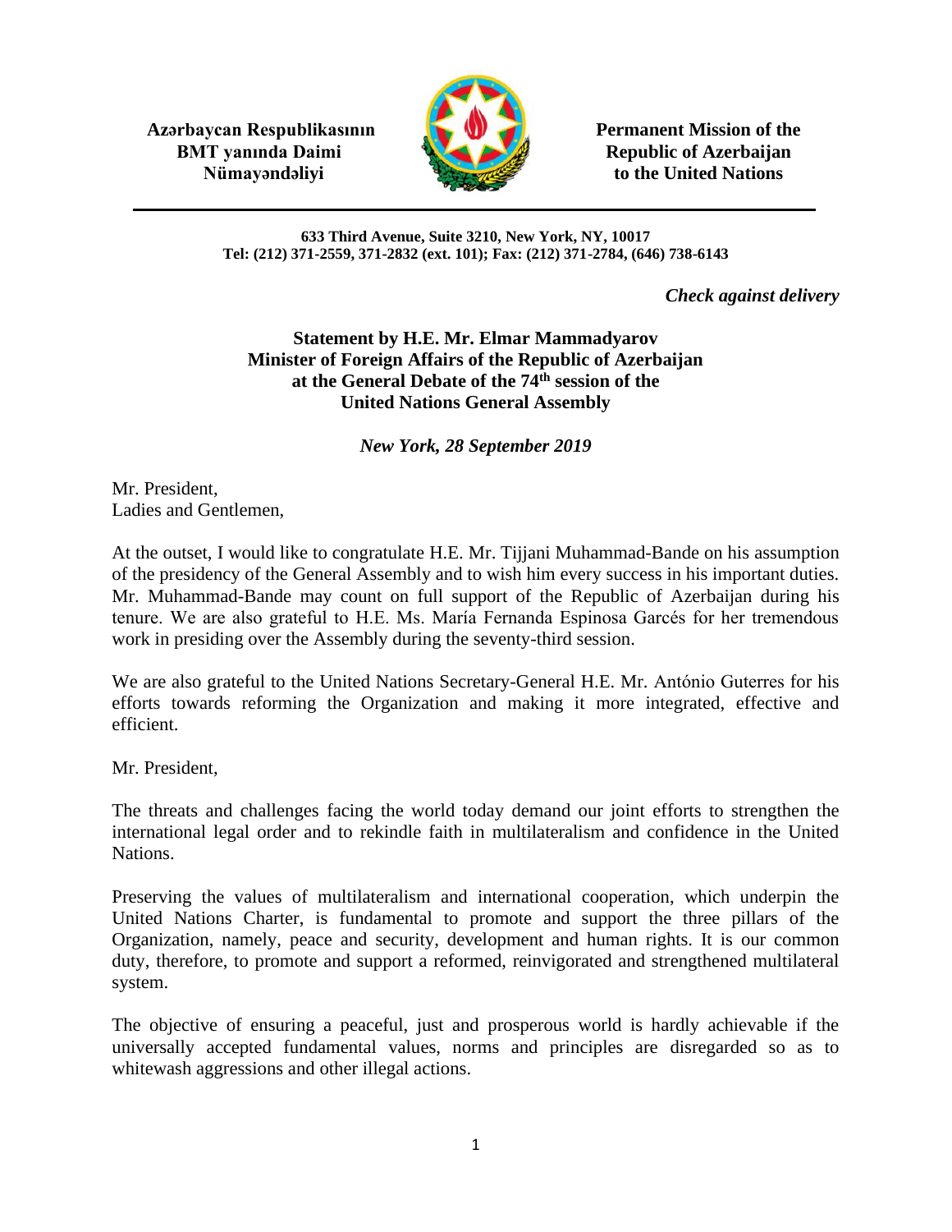**Azərbaycan Respublikasının BMT yanında Daimi Nümayəndəliyi**

**Permanent Mission of the Republic of Azerbaijan to the United Nations**

**633 Third Avenue, Suite 3210, New York, NY, 10017**
**Tel: (212) 371-2559, 371-2832 (ext. 101); Fax: (212) 371-2784, (646) 738-6143**

***Check against delivery***

**Statement by H.E. Mr. Elmar Mammadyarov**
**Minister of Foreign Affairs of the Republic of Azerbaijan**
**at the General Debate of the 74th session of the**
**United Nations General Assembly**

***New York, 28 September 2019***

Mr. President,
Ladies and Gentlemen,

At the outset, I would like to congratulate H.E. Mr. Tijjani Muhammad-Bande on his assumption of the presidency of the General Assembly and to wish him every success in his important duties. Mr. Muhammad-Bande may count on full support of the Republic of Azerbaijan during his tenure. We are also grateful to H.E. Ms. María Fernanda Espinosa Garcés for her tremendous work in presiding over the Assembly during the seventy-third session.

We are also grateful to the United Nations Secretary-General H.E. Mr. António Guterres for his efforts towards reforming the Organization and making it more integrated, effective and efficient.

Mr. President,

The threats and challenges facing the world today demand our joint efforts to strengthen the international legal order and to rekindle faith in multilateralism and confidence in the United Nations.

Preserving the values of multilateralism and international cooperation, which underpin the United Nations Charter, is fundamental to promote and support the three pillars of the Organization, namely, peace and security, development and human rights. It is our common duty, therefore, to promote and support a reformed, reinvigorated and strengthened multilateral system.

The objective of ensuring a peaceful, just and prosperous world is hardly achievable if the universally accepted fundamental values, norms and principles are disregarded so as to whitewash aggressions and other illegal actions.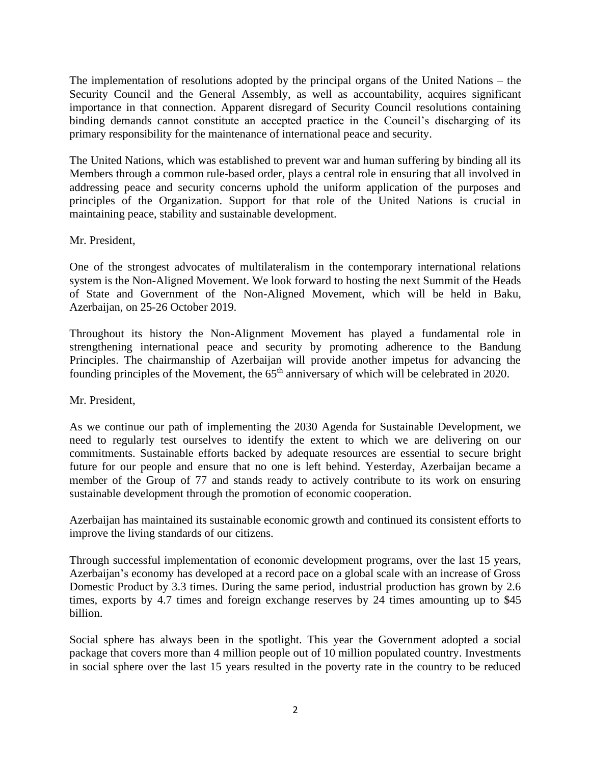The implementation of resolutions adopted by the principal organs of the United Nations – the Security Council and the General Assembly, as well as accountability, acquires significant importance in that connection. Apparent disregard of Security Council resolutions containing binding demands cannot constitute an accepted practice in the Council's discharging of its primary responsibility for the maintenance of international peace and security.

The United Nations, which was established to prevent war and human suffering by binding all its Members through a common rule-based order, plays a central role in ensuring that all involved in addressing peace and security concerns uphold the uniform application of the purposes and principles of the Organization. Support for that role of the United Nations is crucial in maintaining peace, stability and sustainable development.

Mr. President,

One of the strongest advocates of multilateralism in the contemporary international relations system is the Non-Aligned Movement. We look forward to hosting the next Summit of the Heads of State and Government of the Non-Aligned Movement, which will be held in Baku, Azerbaijan, on 25-26 October 2019.

Throughout its history the Non-Alignment Movement has played a fundamental role in strengthening international peace and security by promoting adherence to the Bandung Principles. The chairmanship of Azerbaijan will provide another impetus for advancing the founding principles of the Movement, the 65th anniversary of which will be celebrated in 2020.

Mr. President,

As we continue our path of implementing the 2030 Agenda for Sustainable Development, we need to regularly test ourselves to identify the extent to which we are delivering on our commitments. Sustainable efforts backed by adequate resources are essential to secure bright future for our people and ensure that no one is left behind. Yesterday, Azerbaijan became a member of the Group of 77 and stands ready to actively contribute to its work on ensuring sustainable development through the promotion of economic cooperation.

Azerbaijan has maintained its sustainable economic growth and continued its consistent efforts to improve the living standards of our citizens.

Through successful implementation of economic development programs, over the last 15 years, Azerbaijan's economy has developed at a record pace on a global scale with an increase of Gross Domestic Product by 3.3 times. During the same period, industrial production has grown by 2.6 times, exports by 4.7 times and foreign exchange reserves by 24 times amounting up to $45 billion.

Social sphere has always been in the spotlight. This year the Government adopted a social package that covers more than 4 million people out of 10 million populated country. Investments in social sphere over the last 15 years resulted in the poverty rate in the country to be reduced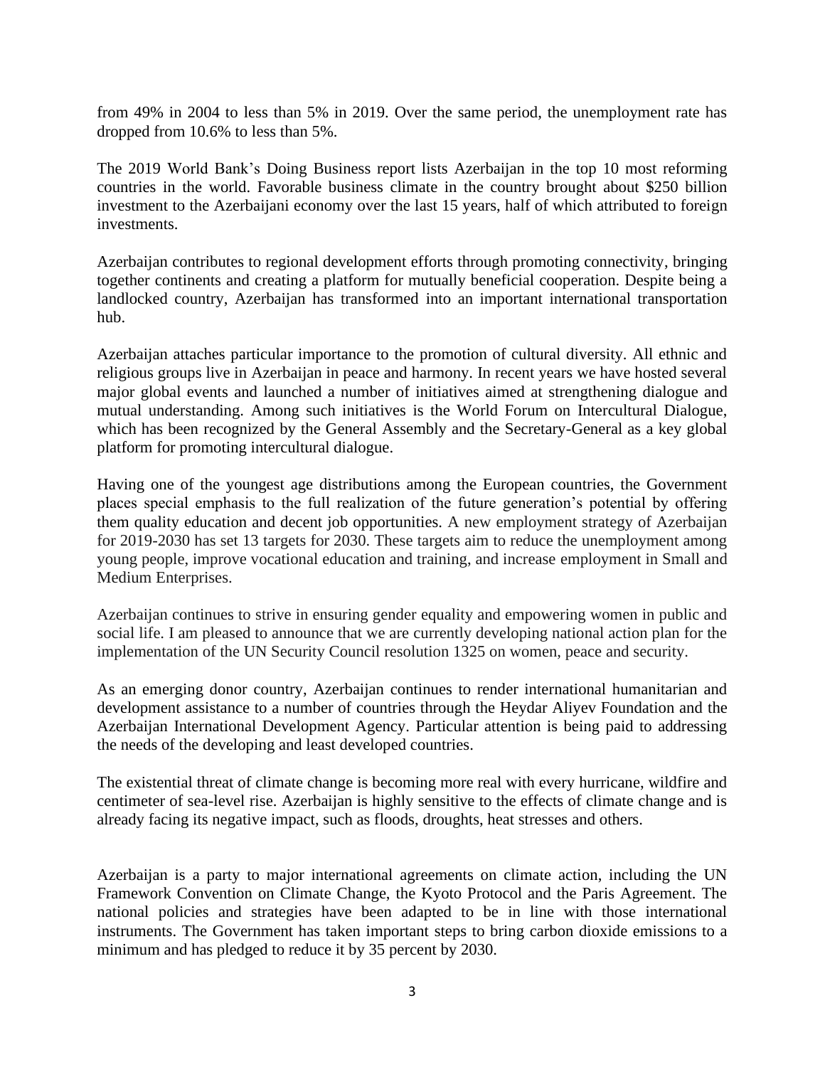from 49% in 2004 to less than 5% in 2019. Over the same period, the unemployment rate has dropped from 10.6% to less than 5%.

The 2019 World Bank's Doing Business report lists Azerbaijan in the top 10 most reforming countries in the world. Favorable business climate in the country brought about $250 billion investment to the Azerbaijani economy over the last 15 years, half of which attributed to foreign investments.

Azerbaijan contributes to regional development efforts through promoting connectivity, bringing together continents and creating a platform for mutually beneficial cooperation. Despite being a landlocked country, Azerbaijan has transformed into an important international transportation hub.

Azerbaijan attaches particular importance to the promotion of cultural diversity. All ethnic and religious groups live in Azerbaijan in peace and harmony. In recent years we have hosted several major global events and launched a number of initiatives aimed at strengthening dialogue and mutual understanding. Among such initiatives is the World Forum on Intercultural Dialogue, which has been recognized by the General Assembly and the Secretary-General as a key global platform for promoting intercultural dialogue.

Having one of the youngest age distributions among the European countries, the Government places special emphasis to the full realization of the future generation's potential by offering them quality education and decent job opportunities. A new employment strategy of Azerbaijan for 2019-2030 has set 13 targets for 2030. These targets aim to reduce the unemployment among young people, improve vocational education and training, and increase employment in Small and Medium Enterprises.

Azerbaijan continues to strive in ensuring gender equality and empowering women in public and social life. I am pleased to announce that we are currently developing national action plan for the implementation of the UN Security Council resolution 1325 on women, peace and security.

As an emerging donor country, Azerbaijan continues to render international humanitarian and development assistance to a number of countries through the Heydar Aliyev Foundation and the Azerbaijan International Development Agency. Particular attention is being paid to addressing the needs of the developing and least developed countries.

The existential threat of climate change is becoming more real with every hurricane, wildfire and centimeter of sea-level rise. Azerbaijan is highly sensitive to the effects of climate change and is already facing its negative impact, such as floods, droughts, heat stresses and others.

Azerbaijan is a party to major international agreements on climate action, including the UN Framework Convention on Climate Change, the Kyoto Protocol and the Paris Agreement. The national policies and strategies have been adapted to be in line with those international instruments. The Government has taken important steps to bring carbon dioxide emissions to a minimum and has pledged to reduce it by 35 percent by 2030.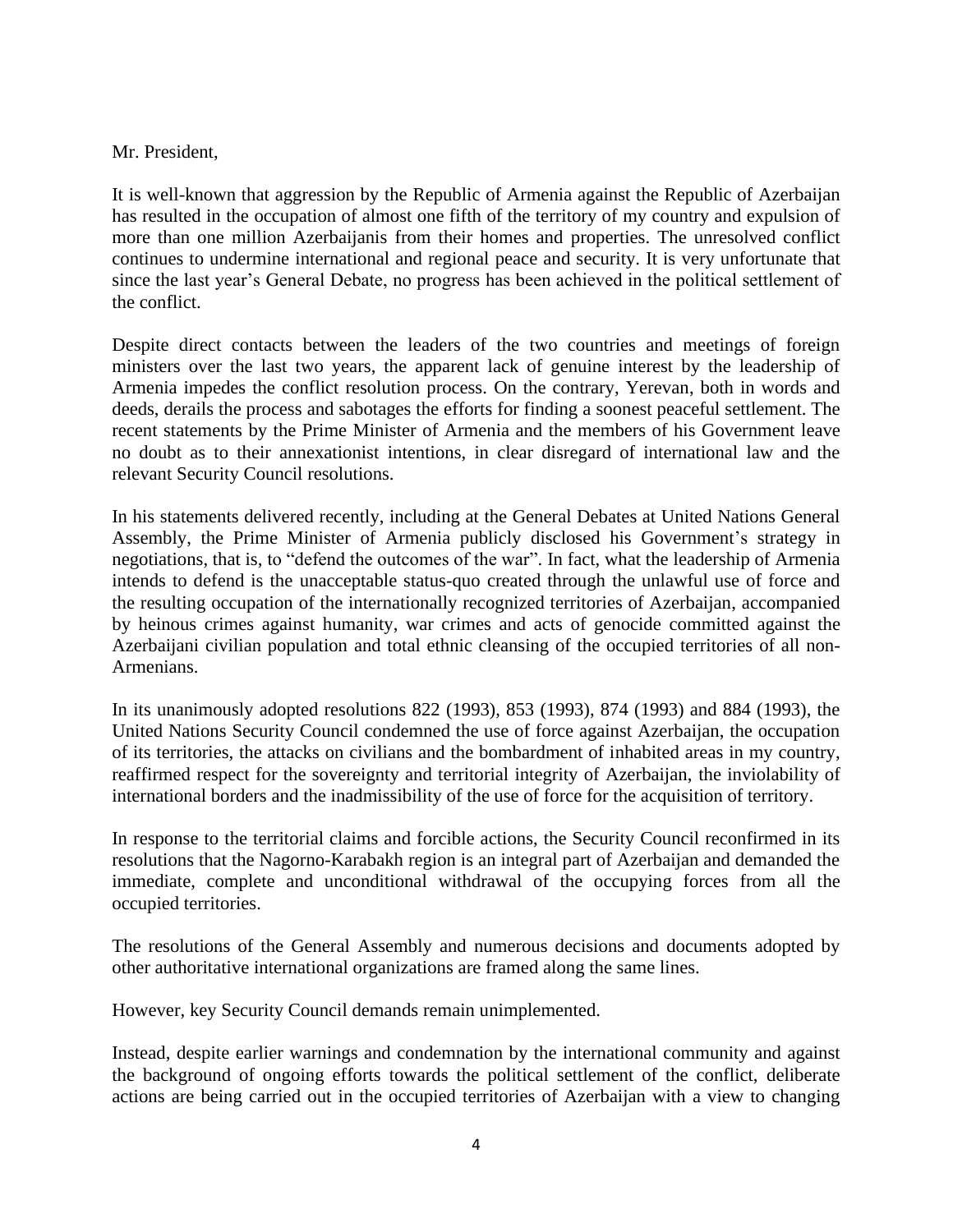Mr. President,

It is well-known that aggression by the Republic of Armenia against the Republic of Azerbaijan has resulted in the occupation of almost one fifth of the territory of my country and expulsion of more than one million Azerbaijanis from their homes and properties. The unresolved conflict continues to undermine international and regional peace and security. It is very unfortunate that since the last year's General Debate, no progress has been achieved in the political settlement of the conflict.

Despite direct contacts between the leaders of the two countries and meetings of foreign ministers over the last two years, the apparent lack of genuine interest by the leadership of Armenia impedes the conflict resolution process. On the contrary, Yerevan, both in words and deeds, derails the process and sabotages the efforts for finding a soonest peaceful settlement. The recent statements by the Prime Minister of Armenia and the members of his Government leave no doubt as to their annexationist intentions, in clear disregard of international law and the relevant Security Council resolutions.

In his statements delivered recently, including at the General Debates at United Nations General Assembly, the Prime Minister of Armenia publicly disclosed his Government's strategy in negotiations, that is, to "defend the outcomes of the war". In fact, what the leadership of Armenia intends to defend is the unacceptable status-quo created through the unlawful use of force and the resulting occupation of the internationally recognized territories of Azerbaijan, accompanied by heinous crimes against humanity, war crimes and acts of genocide committed against the Azerbaijani civilian population and total ethnic cleansing of the occupied territories of all non-Armenians.

In its unanimously adopted resolutions 822 (1993), 853 (1993), 874 (1993) and 884 (1993), the United Nations Security Council condemned the use of force against Azerbaijan, the occupation of its territories, the attacks on civilians and the bombardment of inhabited areas in my country, reaffirmed respect for the sovereignty and territorial integrity of Azerbaijan, the inviolability of international borders and the inadmissibility of the use of force for the acquisition of territory.

In response to the territorial claims and forcible actions, the Security Council reconfirmed in its resolutions that the Nagorno-Karabakh region is an integral part of Azerbaijan and demanded the immediate, complete and unconditional withdrawal of the occupying forces from all the occupied territories.

The resolutions of the General Assembly and numerous decisions and documents adopted by other authoritative international organizations are framed along the same lines.

However, key Security Council demands remain unimplemented.

Instead, despite earlier warnings and condemnation by the international community and against the background of ongoing efforts towards the political settlement of the conflict, deliberate actions are being carried out in the occupied territories of Azerbaijan with a view to changing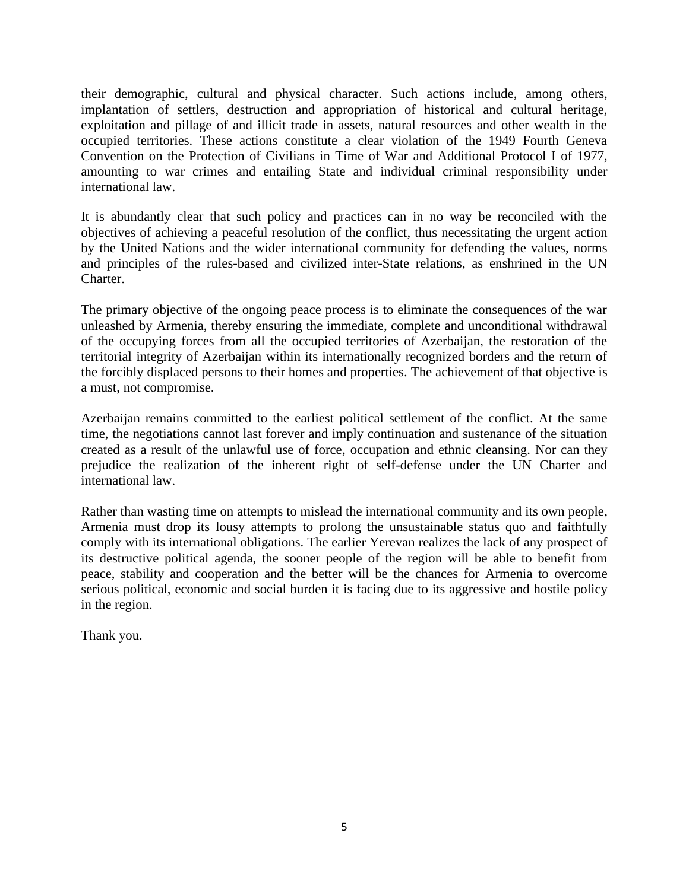their demographic, cultural and physical character. Such actions include, among others, implantation of settlers, destruction and appropriation of historical and cultural heritage, exploitation and pillage of and illicit trade in assets, natural resources and other wealth in the occupied territories. These actions constitute a clear violation of the 1949 Fourth Geneva Convention on the Protection of Civilians in Time of War and Additional Protocol I of 1977, amounting to war crimes and entailing State and individual criminal responsibility under international law.

It is abundantly clear that such policy and practices can in no way be reconciled with the objectives of achieving a peaceful resolution of the conflict, thus necessitating the urgent action by the United Nations and the wider international community for defending the values, norms and principles of the rules-based and civilized inter-State relations, as enshrined in the UN Charter.

The primary objective of the ongoing peace process is to eliminate the consequences of the war unleashed by Armenia, thereby ensuring the immediate, complete and unconditional withdrawal of the occupying forces from all the occupied territories of Azerbaijan, the restoration of the territorial integrity of Azerbaijan within its internationally recognized borders and the return of the forcibly displaced persons to their homes and properties. The achievement of that objective is a must, not compromise.

Azerbaijan remains committed to the earliest political settlement of the conflict. At the same time, the negotiations cannot last forever and imply continuation and sustenance of the situation created as a result of the unlawful use of force, occupation and ethnic cleansing. Nor can they prejudice the realization of the inherent right of self-defense under the UN Charter and international law.

Rather than wasting time on attempts to mislead the international community and its own people, Armenia must drop its lousy attempts to prolong the unsustainable status quo and faithfully comply with its international obligations. The earlier Yerevan realizes the lack of any prospect of its destructive political agenda, the sooner people of the region will be able to benefit from peace, stability and cooperation and the better will be the chances for Armenia to overcome serious political, economic and social burden it is facing due to its aggressive and hostile policy in the region.

Thank you.